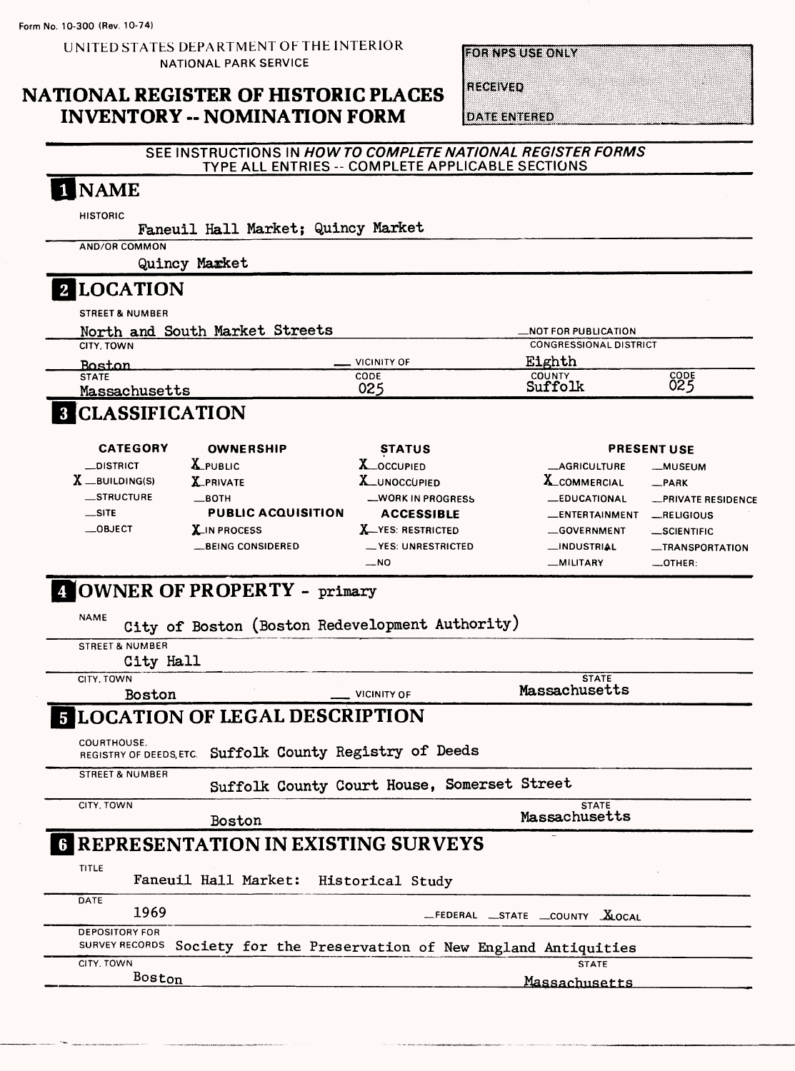Form No. 10-300 (Rev. 10-74)

UNITED STATES DEPARTMENT OF THE INTERIOR
NATIONAL PARK SERVICE

# NATIONAL REGISTER OF HISTORIC PLACES INVENTORY -- NOMINATION FORM

| FOR NPS USE ONLY |
|---|
| RECEIVED |
| DATE ENTERED |

SEE INSTRUCTIONS IN *HOW TO COMPLETE NATIONAL REGISTER FORMS*
TYPE ALL ENTRIES -- COMPLETE APPLICABLE SECTIONS

## 1 NAME

HISTORIC
Faneuil Hall Market; Quincy Market

AND/OR COMMON
Quincy Market

## 2 LOCATION

STREET & NUMBER
North and South Market Streets — _NOT FOR PUBLICATION

CITY, TOWN
Boston — _ VICINITY OF

CONGRESSIONAL DISTRICT
Eighth

| STATE | CODE | COUNTY | CODE |
|---|---|---|---|
| Massachusetts | 025 | Suffolk | 025 |

## 3 CLASSIFICATION

| CATEGORY | OWNERSHIP | STATUS | PRESENT USE | |
|---|---|---|---|---|
| _DISTRICT | X PUBLIC | X OCCUPIED | _AGRICULTURE | _MUSEUM |
| X BUILDING(S) | X PRIVATE | X UNOCCUPIED | X COMMERCIAL | _PARK |
| _STRUCTURE | _BOTH | _WORK IN PROGRESS | _EDUCATIONAL | _PRIVATE RESIDENCE |
| _SITE | PUBLIC ACQUISITION | ACCESSIBLE | _ENTERTAINMENT | _RELIGIOUS |
| _OBJECT | X IN PROCESS | X YES: RESTRICTED | _GOVERNMENT | _SCIENTIFIC |
| | _BEING CONSIDERED | _YES: UNRESTRICTED | _INDUSTRIAL | _TRANSPORTATION |
| | | _NO | _MILITARY | _OTHER: |

## 4 OWNER OF PROPERTY - primary

NAME
City of Boston (Boston Redevelopment Authority)

STREET & NUMBER
City Hall

CITY, TOWN
Boston — _ VICINITY OF

STATE
Massachusetts

## 5 LOCATION OF LEGAL DESCRIPTION

COURTHOUSE, REGISTRY OF DEEDS, ETC. Suffolk County Registry of Deeds

STREET & NUMBER
Suffolk County Court House, Somerset Street

CITY, TOWN
Boston

STATE
Massachusetts

## 6 REPRESENTATION IN EXISTING SURVEYS

TITLE
Faneuil Hall Market: Historical Study

DATE
1969 — _FEDERAL _STATE _COUNTY X LOCAL

DEPOSITORY FOR SURVEY RECORDS Society for the Preservation of New England Antiquities

CITY, TOWN
Boston

STATE
Massachusetts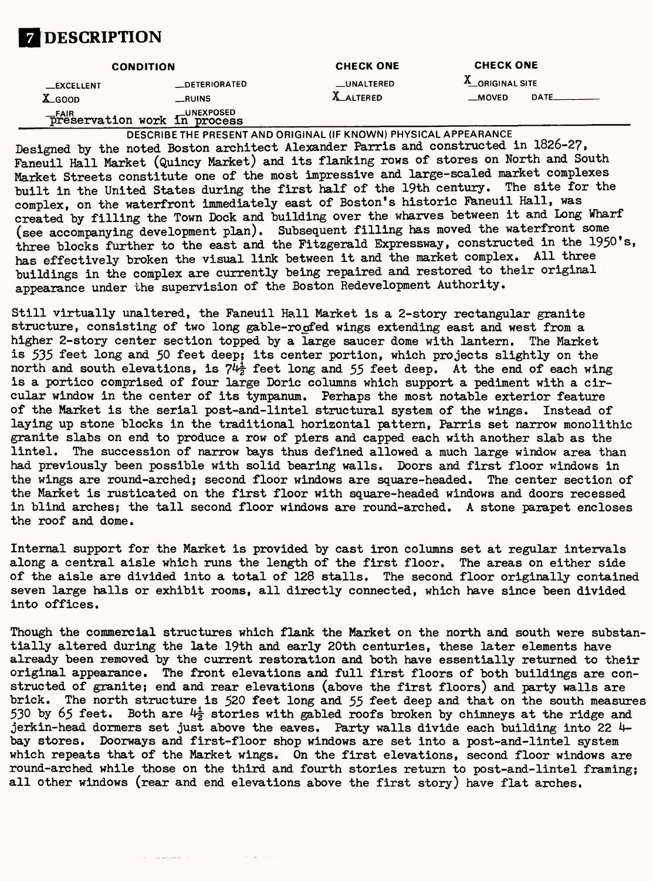## 7 DESCRIPTION

| CONDITION | | CHECK ONE | CHECK ONE |
|---|---|---|---|
| __EXCELLENT | __DETERIORATED | __UNALTERED | X ORIGINAL SITE |
| X GOOD | __RUINS | X ALTERED | __MOVED DATE______ |
| __FAIR preservation work in process | __UNEXPOSED | | |

DESCRIBE THE PRESENT AND ORIGINAL (IF KNOWN) PHYSICAL APPEARANCE

Designed by the noted Boston architect Alexander Parris and constructed in 1826-27, Faneuil Hall Market (Quincy Market) and its flanking rows of stores on North and South Market Streets constitute one of the most impressive and large-scaled market complexes built in the United States during the first half of the 19th century. The site for the complex, on the waterfront immediately east of Boston's historic Faneuil Hall, was created by filling the Town Dock and building over the wharves between it and Long Wharf (see accompanying development plan). Subsequent filling has moved the waterfront some three blocks further to the east and the Fitzgerald Expressway, constructed in the 1950's, has effectively broken the visual link between it and the market complex. All three buildings in the complex are currently being repaired and restored to their original appearance under the supervision of the Boston Redevelopment Authority.

Still virtually unaltered, the Faneuil Hall Market is a 2-story rectangular granite structure, consisting of two long gable-roofed wings extending east and west from a higher 2-story center section topped by a large saucer dome with lantern. The Market is 535 feet long and 50 feet deep; its center portion, which projects slightly on the north and south elevations, is 74½ feet long and 55 feet deep. At the end of each wing is a portico comprised of four large Doric columns which support a pediment with a circular window in the center of its tympanum. Perhaps the most notable exterior feature of the Market is the serial post-and-lintel structural system of the wings. Instead of laying up stone blocks in the traditional horizontal pattern, Parris set narrow monolithic granite slabs on end to produce a row of piers and capped each with another slab as the lintel. The succession of narrow bays thus defined allowed a much large window area than had previously been possible with solid bearing walls. Doors and first floor windows in the wings are round-arched; second floor windows are square-headed. The center section of the Market is rusticated on the first floor with square-headed windows and doors recessed in blind arches; the tall second floor windows are round-arched. A stone parapet encloses the roof and dome.

Internal support for the Market is provided by cast iron columns set at regular intervals along a central aisle which runs the length of the first floor. The areas on either side of the aisle are divided into a total of 128 stalls. The second floor originally contained seven large halls or exhibit rooms, all directly connected, which have since been divided into offices.

Though the commercial structures which flank the Market on the north and south were substantially altered during the late 19th and early 20th centuries, these later elements have already been removed by the current restoration and both have essentially returned to their original appearance. The front elevations and full first floors of both buildings are constructed of granite; end and rear elevations (above the first floors) and party walls are brick. The north structure is 520 feet long and 55 feet deep and that on the south measures 530 by 65 feet. Both are 4½ stories with gabled roofs broken by chimneys at the ridge and jerkin-head dormers set just above the eaves. Party walls divide each building into 22 4-bay stores. Doorways and first-floor shop windows are set into a post-and-lintel system which repeats that of the Market wings. On the first elevations, second floor windows are round-arched while those on the third and fourth stories return to post-and-lintel framing; all other windows (rear and end elevations above the first story) have flat arches.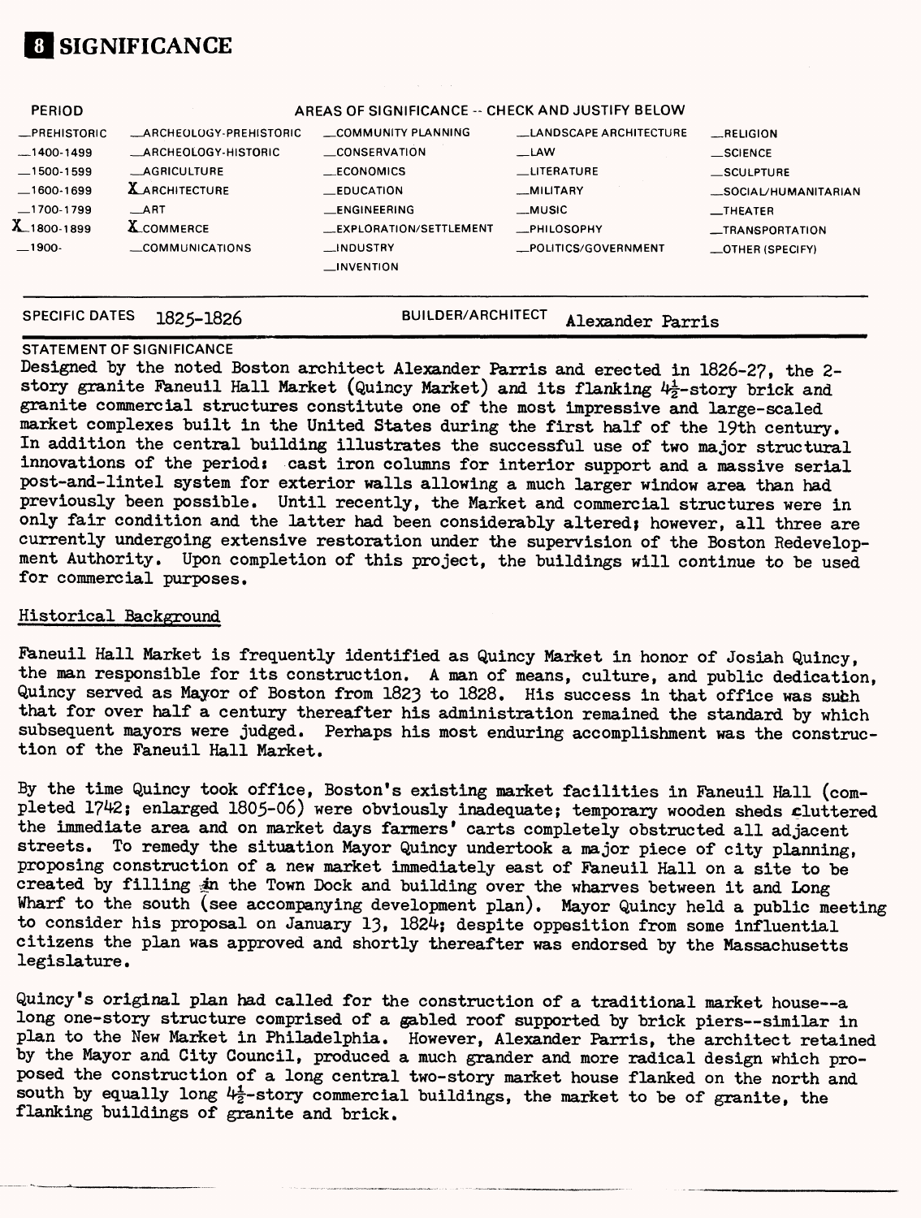# 8 SIGNIFICANCE

| PERIOD | AREAS OF SIGNIFICANCE -- CHECK AND JUSTIFY BELOW | | | |
|---|---|---|---|---|
| _PREHISTORIC | _ARCHEOLOGY-PREHISTORIC | _COMMUNITY PLANNING | _LANDSCAPE ARCHITECTURE | _RELIGION |
| _1400-1499 | _ARCHEOLOGY-HISTORIC | _CONSERVATION | _LAW | _SCIENCE |
| _1500-1599 | _AGRICULTURE | _ECONOMICS | _LITERATURE | _SCULPTURE |
| _1600-1699 | X ARCHITECTURE | _EDUCATION | _MILITARY | _SOCIAL/HUMANITARIAN |
| _1700-1799 | _ART | _ENGINEERING | _MUSIC | _THEATER |
| X 1800-1899 | X COMMERCE | _EXPLORATION/SETTLEMENT | _PHILOSOPHY | _TRANSPORTATION |
| _1900- | _COMMUNICATIONS | _INDUSTRY | _POLITICS/GOVERNMENT | _OTHER (SPECIFY) |
| | | _INVENTION | | |

SPECIFIC DATES 1825-1826 BUILDER/ARCHITECT Alexander Parris

STATEMENT OF SIGNIFICANCE

Designed by the noted Boston architect Alexander Parris and erected in 1826-27, the 2-story granite Faneuil Hall Market (Quincy Market) and its flanking 4½-story brick and granite commercial structures constitute one of the most impressive and large-scaled market complexes built in the United States during the first half of the 19th century. In addition the central building illustrates the successful use of two major structural innovations of the period: cast iron columns for interior support and a massive serial post-and-lintel system for exterior walls allowing a much larger window area than had previously been possible. Until recently, the Market and commercial structures were in only fair condition and the latter had been considerably altered; however, all three are currently undergoing extensive restoration under the supervision of the Boston Redevelopment Authority. Upon completion of this project, the buildings will continue to be used for commercial purposes.

## Historical Background

Faneuil Hall Market is frequently identified as Quincy Market in honor of Josiah Quincy, the man responsible for its construction. A man of means, culture, and public dedication, Quincy served as Mayor of Boston from 1823 to 1828. His success in that office was such that for over half a century thereafter his administration remained the standard by which subsequent mayors were judged. Perhaps his most enduring accomplishment was the construction of the Faneuil Hall Market.

By the time Quincy took office, Boston's existing market facilities in Faneuil Hall (completed 1742; enlarged 1805-06) were obviously inadequate; temporary wooden sheds cluttered the immediate area and on market days farmers' carts completely obstructed all adjacent streets. To remedy the situation Mayor Quincy undertook a major piece of city planning, proposing construction of a new market immediately east of Faneuil Hall on a site to be created by filling in the Town Dock and building over the wharves between it and Long Wharf to the south (see accompanying development plan). Mayor Quincy held a public meeting to consider his proposal on January 13, 1824; despite opposition from some influential citizens the plan was approved and shortly thereafter was endorsed by the Massachusetts legislature.

Quincy's original plan had called for the construction of a traditional market house--a long one-story structure comprised of a gabled roof supported by brick piers--similar in plan to the New Market in Philadelphia. However, Alexander Parris, the architect retained by the Mayor and City Council, produced a much grander and more radical design which proposed the construction of a long central two-story market house flanked on the north and south by equally long 4½-story commercial buildings, the market to be of granite, the flanking buildings of granite and brick.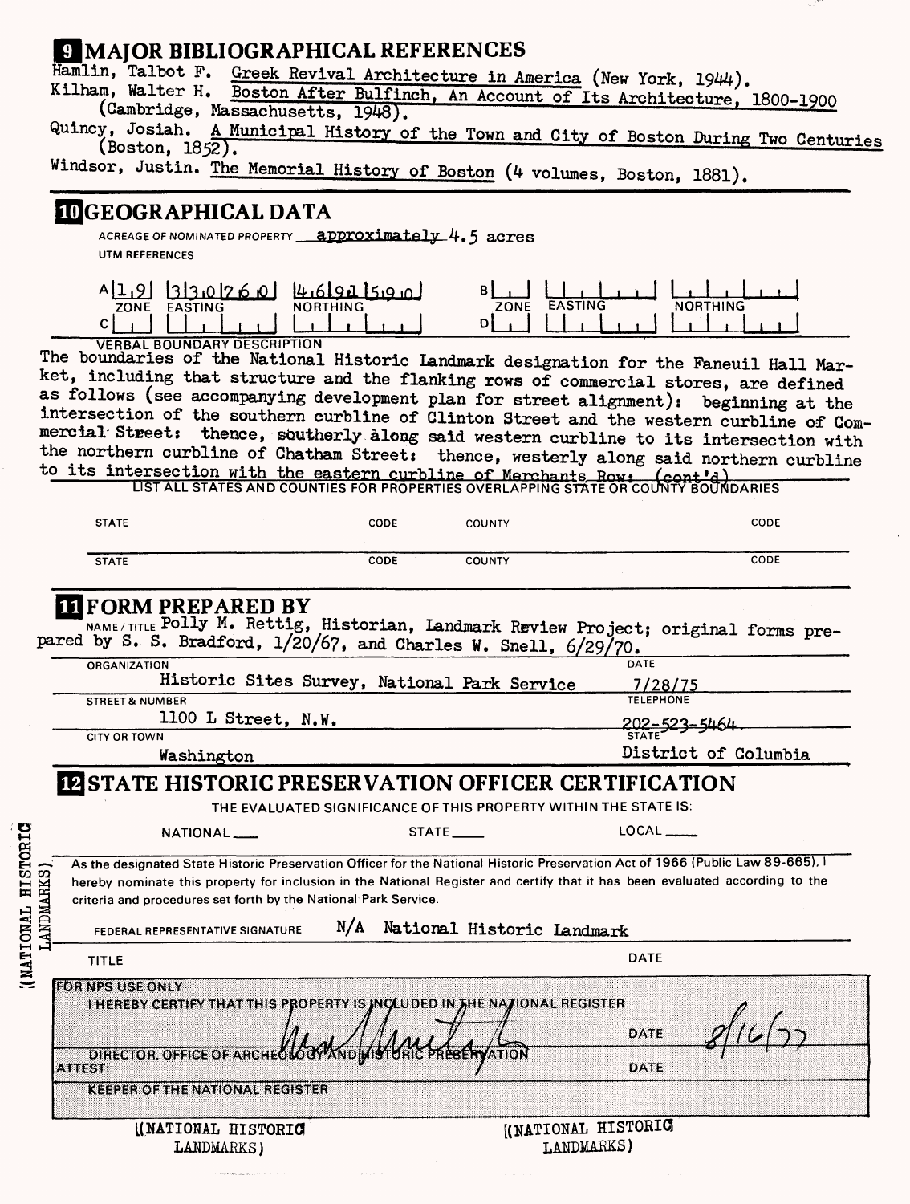## 9 MAJOR BIBLIOGRAPHICAL REFERENCES

Hamlin, Talbot F. Greek Revival Architecture in America (New York, 1944).

Kilham, Walter H. Boston After Bulfinch, An Account of Its Architecture, 1800-1900 (Cambridge, Massachusetts, 1948).

Quincy, Josiah. A Municipal History of the Town and City of Boston During Two Centuries (Boston, 1852).

Windsor, Justin. The Memorial History of Boston (4 volumes, Boston, 1881).

## 10 GEOGRAPHICAL DATA

ACREAGE OF NOMINATED PROPERTY approximately 4.5 acres

UTM REFERENCES

| | ZONE | EASTING | NORTHING | | ZONE | EASTING | NORTHING |
|---|---|---|---|---|---|---|---|
| A | 1,9 | 3 3,0 7 6,0 | 4,6 9 1 5,9 0 | B | | | |
| C | | | | D | | | |

VERBAL BOUNDARY DESCRIPTION

The boundaries of the National Historic Landmark designation for the Faneuil Hall Market, including that structure and the flanking rows of commercial stores, are defined as follows (see accompanying development plan for street alignment): beginning at the intersection of the southern curbline of Clinton Street and the western curbline of Commercial Street: thence, southerly along said western curbline to its intersection with the northern curbline of Chatham Street: thence, westerly along said northern curbline to its intersection with the eastern curbline of Merchants Row: (cont'd)

LIST ALL STATES AND COUNTIES FOR PROPERTIES OVERLAPPING STATE OR COUNTY BOUNDARIES

| STATE | CODE | COUNTY | CODE |
|---|---|---|---|
| STATE | CODE | COUNTY | CODE |

## 11 FORM PREPARED BY

NAME / TITLE Polly M. Rettig, Historian, Landmark Review Project; original forms prepared by S. S. Bradford, 1/20/67, and Charles W. Snell, 6/29/70.

ORGANIZATION Historic Sites Survey, National Park Service — DATE 7/28/75

STREET & NUMBER 1100 L Street, N.W. — TELEPHONE 202-523-5464

CITY OR TOWN Washington — STATE District of Columbia

## 12 STATE HISTORIC PRESERVATION OFFICER CERTIFICATION

THE EVALUATED SIGNIFICANCE OF THIS PROPERTY WITHIN THE STATE IS:

NATIONAL ___ STATE ___ LOCAL ___

As the designated State Historic Preservation Officer for the National Historic Preservation Act of 1966 (Public Law 89-665), I hereby nominate this property for inclusion in the National Register and certify that it has been evaluated according to the criteria and procedures set forth by the National Park Service.

FEDERAL REPRESENTATIVE SIGNATURE N/A National Historic Landmark

TITLE — DATE

FOR NPS USE ONLY

I HEREBY CERTIFY THAT THIS PROPERTY IS INCLUDED IN THE NATIONAL REGISTER

DATE 8/16/77

DIRECTOR, OFFICE OF ARCHEOLOGY AND HISTORIC PRESERVATION

ATTEST: — DATE

KEEPER OF THE NATIONAL REGISTER

(NATIONAL HISTORIC LANDMARKS) (NATIONAL HISTORIC LANDMARKS) (NATIONAL HISTORIC LANDMARKS)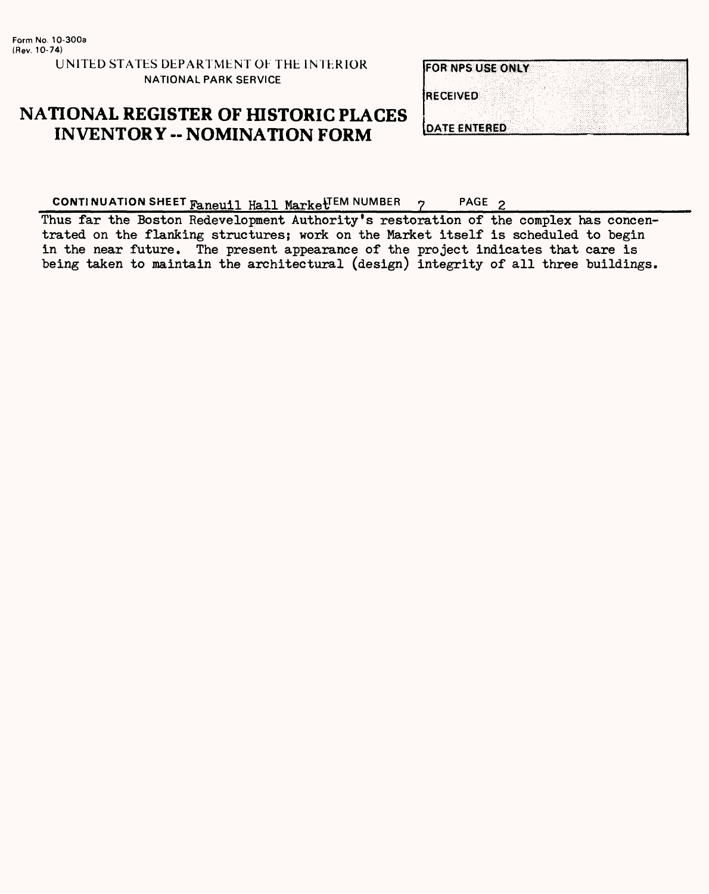Form No. 10-300a
(Rev. 10-74)

UNITED STATES DEPARTMENT OF THE INTERIOR
NATIONAL PARK SERVICE

# NATIONAL REGISTER OF HISTORIC PLACES INVENTORY -- NOMINATION FORM

| FOR NPS USE ONLY |
| --- |
| RECEIVED |
| DATE ENTERED |

**CONTINUATION SHEET** Faneuil Hall Market **ITEM NUMBER** 7 **PAGE** 2

Thus far the Boston Redevelopment Authority's restoration of the complex has concentrated on the flanking structures; work on the Market itself is scheduled to begin in the near future. The present appearance of the project indicates that care is being taken to maintain the architectural (design) integrity of all three buildings.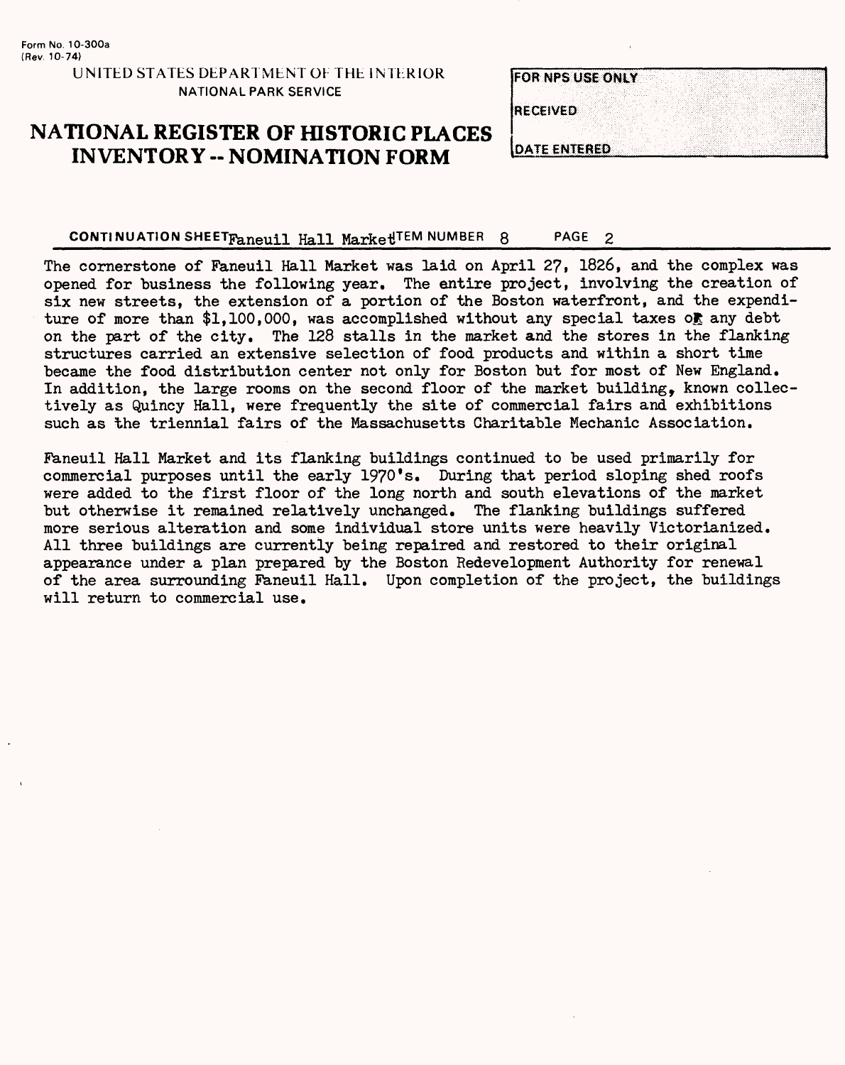Form No. 10-300a
(Rev. 10-74)

UNITED STATES DEPARTMENT OF THE INTERIOR
NATIONAL PARK SERVICE

# NATIONAL REGISTER OF HISTORIC PLACES INVENTORY -- NOMINATION FORM

| FOR NPS USE ONLY |
| --- |
| RECEIVED |
| DATE ENTERED |

**CONTINUATION SHEET** Faneuil Hall Market **ITEM NUMBER** 8 **PAGE** 2

The cornerstone of Faneuil Hall Market was laid on April 27, 1826, and the complex was opened for business the following year. The entire project, involving the creation of six new streets, the extension of a portion of the Boston waterfront, and the expenditure of more than $1,100,000, was accomplished without any special taxes or any debt on the part of the city. The 128 stalls in the market and the stores in the flanking structures carried an extensive selection of food products and within a short time became the food distribution center not only for Boston but for most of New England. In addition, the large rooms on the second floor of the market building, known collectively as Quincy Hall, were frequently the site of commercial fairs and exhibitions such as the triennial fairs of the Massachusetts Charitable Mechanic Association.

Faneuil Hall Market and its flanking buildings continued to be used primarily for commercial purposes until the early 1970's. During that period sloping shed roofs were added to the first floor of the long north and south elevations of the market but otherwise it remained relatively unchanged. The flanking buildings suffered more serious alteration and some individual store units were heavily Victorianized. All three buildings are currently being repaired and restored to their original appearance under a plan prepared by the Boston Redevelopment Authority for renewal of the area surrounding Faneuil Hall. Upon completion of the project, the buildings will return to commercial use.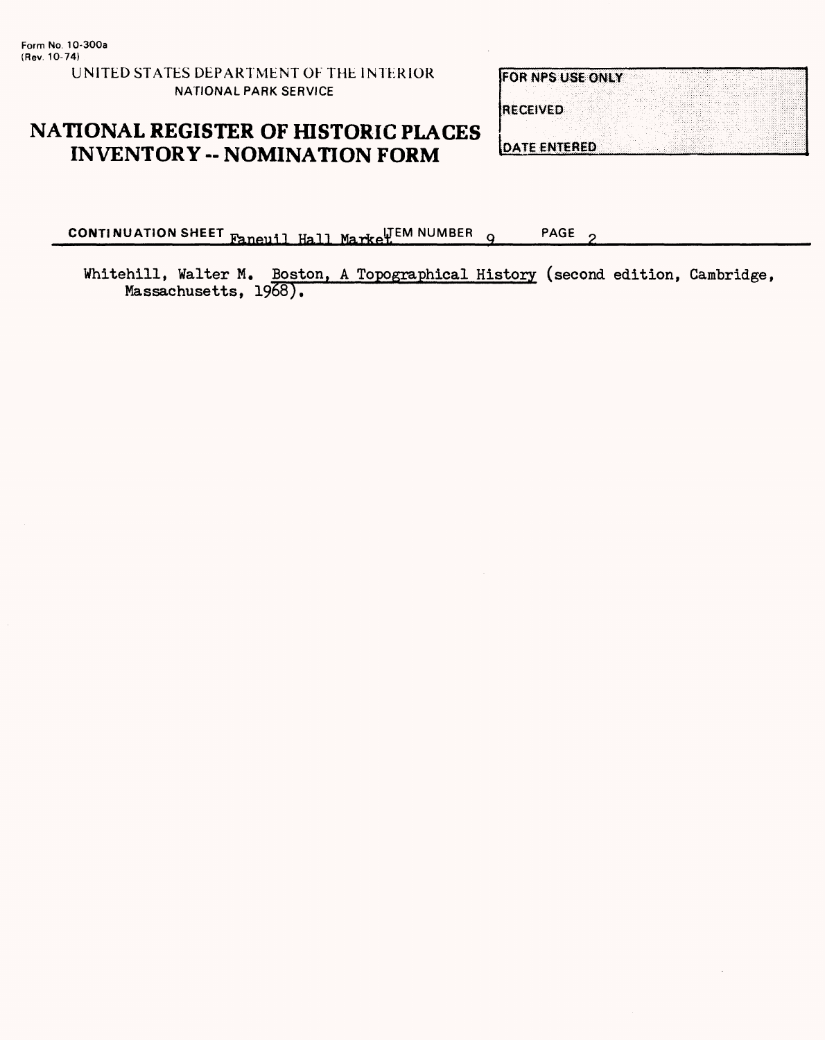Form No. 10-300a
(Rev. 10-74)

UNITED STATES DEPARTMENT OF THE INTERIOR
NATIONAL PARK SERVICE

# NATIONAL REGISTER OF HISTORIC PLACES INVENTORY -- NOMINATION FORM

| FOR NPS USE ONLY |
| --- |
| RECEIVED |
| DATE ENTERED |

**CONTINUATION SHEET** Faneuil Hall Market **ITEM NUMBER** 9 **PAGE** 2

Whitehill, Walter M. Boston, A Topographical History (second edition, Cambridge, Massachusetts, 1968).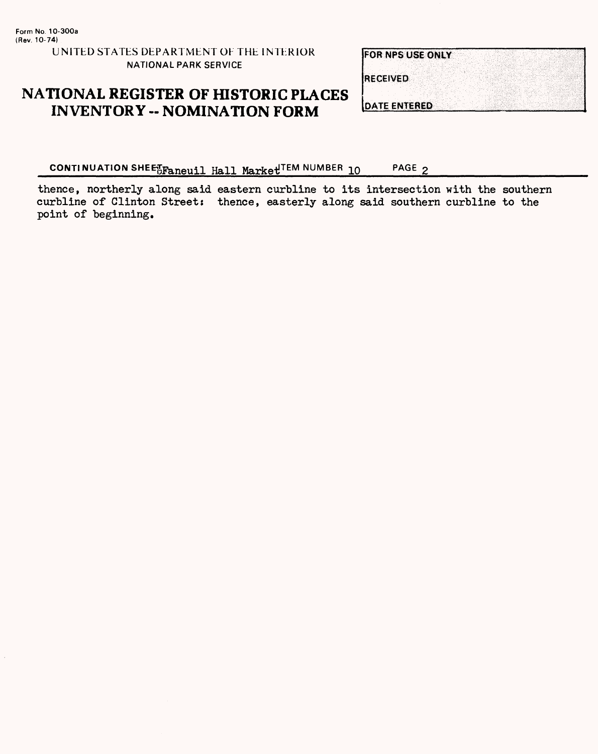Form No. 10-300a
(Rev. 10-74)

UNITED STATES DEPARTMENT OF THE INTERIOR
NATIONAL PARK SERVICE

# NATIONAL REGISTER OF HISTORIC PLACES INVENTORY -- NOMINATION FORM

| FOR NPS USE ONLY |
| --- |
| RECEIVED |
| DATE ENTERED |

**CONTINUATION SHEET** Faneuil Hall Market **ITEM NUMBER** 10 **PAGE** 2

thence, northerly along said eastern curbline to its intersection with the southern curbline of Clinton Street: thence, easterly along said southern curbline to the point of beginning.